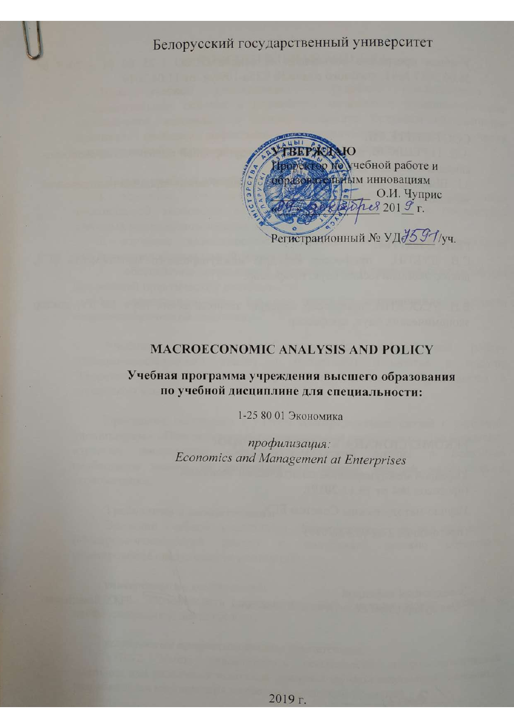Белорусский государственный университет

**УТВЕРЖДАЮ**
Проректор по учебной работе и образовательным инновациям
_______________ О.И. Чуприс
«09» декабря 2019 г.

Регистрационный № УД-7591/уч.

**MACROECONOMIC ANALYSIS AND POLICY**

**Учебная программа учреждения высшего образования по учебной дисциплине для специальности:**

1-25 80 01 Экономика

*профилизация:*
*Economics and Management at Enterprises*

2019 г.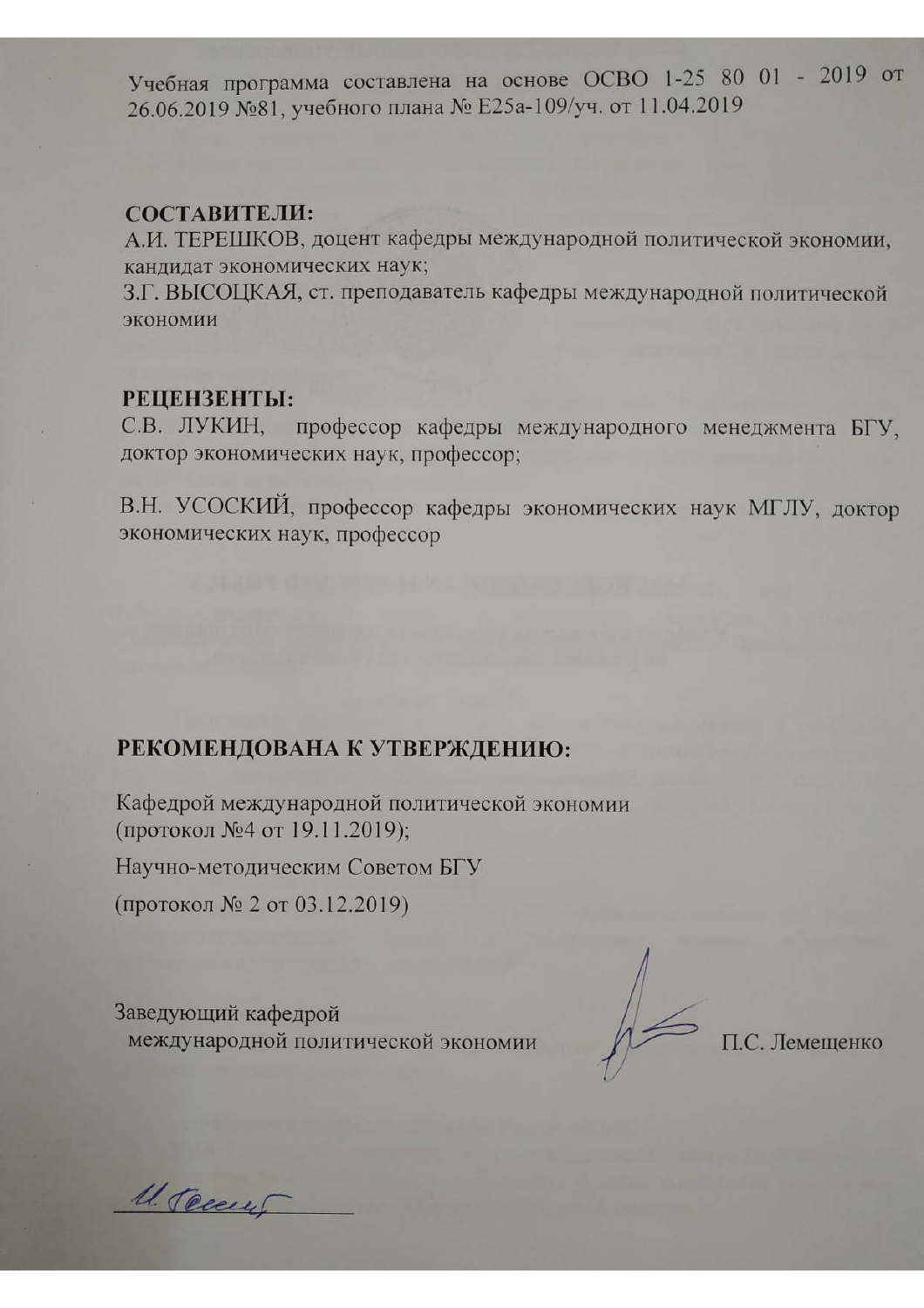Учебная программа составлена на основе ОСВО 1-25 80 01 - 2019 от 26.06.2019 №81, учебного плана № Е25а-109/уч. от 11.04.2019

**СОСТАВИТЕЛИ:**

А.И. ТЕРЕШКОВ, доцент кафедры международной политической экономии, кандидат экономических наук;

З.Г. ВЫСОЦКАЯ, ст. преподаватель кафедры международной политической экономии

**РЕЦЕНЗЕНТЫ:**

С.В. ЛУКИН, профессор кафедры международного менеджмента БГУ, доктор экономических наук, профессор;

В.Н. УСОСКИЙ, профессор кафедры экономических наук МГЛУ, доктор экономических наук, профессор

**РЕКОМЕНДОВАНА К УТВЕРЖДЕНИЮ:**

Кафедрой международной политической экономии
(протокол №4 от 19.11.2019);

Научно-методическим Советом БГУ

(протокол № 2 от 03.12.2019)

Заведующий кафедрой
международной политической экономии П.С. Лемещенко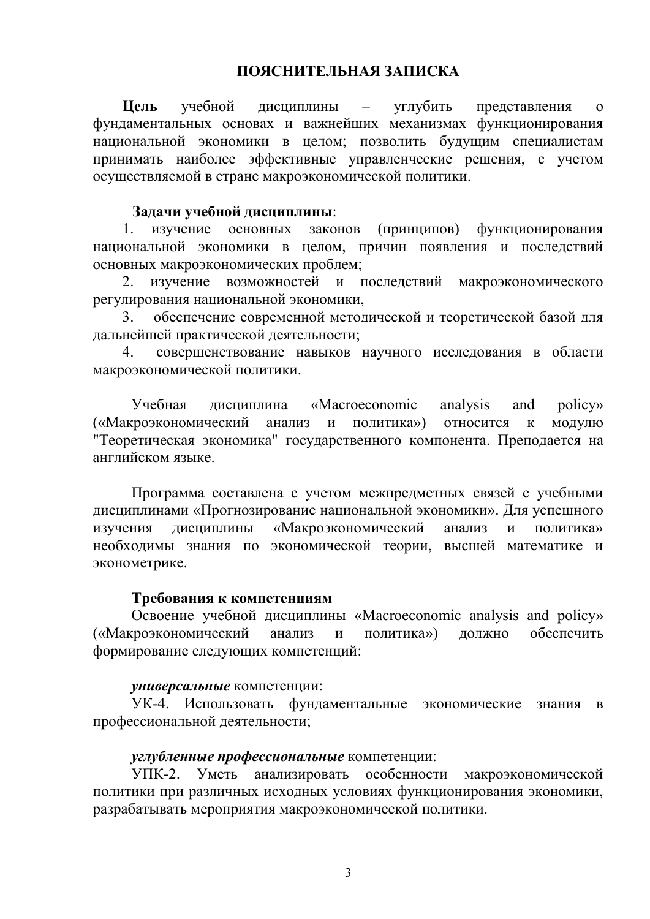# ПОЯСНИТЕЛЬНАЯ ЗАПИСКА

**Цель** учебной дисциплины – углубить представления о фундаментальных основах и важнейших механизмах функционирования национальной экономики в целом; позволить будущим специалистам принимать наиболее эффективные управленческие решения, с учетом осуществляемой в стране макроэкономической политики.

**Задачи учебной дисциплины**:

1. изучение основных законов (принципов) функционирования национальной экономики в целом, причин появления и последствий основных макроэкономических проблем;
2. изучение возможностей и последствий макроэкономического регулирования национальной экономики,
3. обеспечение современной методической и теоретической базой для дальнейшей практической деятельности;
4. совершенствование навыков научного исследования в области макроэкономической политики.

Учебная дисциплина «Macroeconomic analysis and policy» («Макроэкономический анализ и политика») относится к модулю "Теоретическая экономика" государственного компонента. Преподается на английском языке.

Программа составлена с учетом межпредметных связей с учебными дисциплинами «Прогнозирование национальной экономики». Для успешного изучения дисциплины «Макроэкономический анализ и политика» необходимы знания по экономической теории, высшей математике и эконометрике.

**Требования к компетенциям**

Освоение учебной дисциплины «Macroeconomic analysis and policy» («Макроэкономический анализ и политика») должно обеспечить формирование следующих компетенций:

***универсальные*** компетенции:

УК-4. Использовать фундаментальные экономические знания в профессиональной деятельности;

***углубленные профессиональные*** компетенции:

УПК-2. Уметь анализировать особенности макроэкономической политики при различных исходных условиях функционирования экономики, разрабатывать мероприятия макроэкономической политики.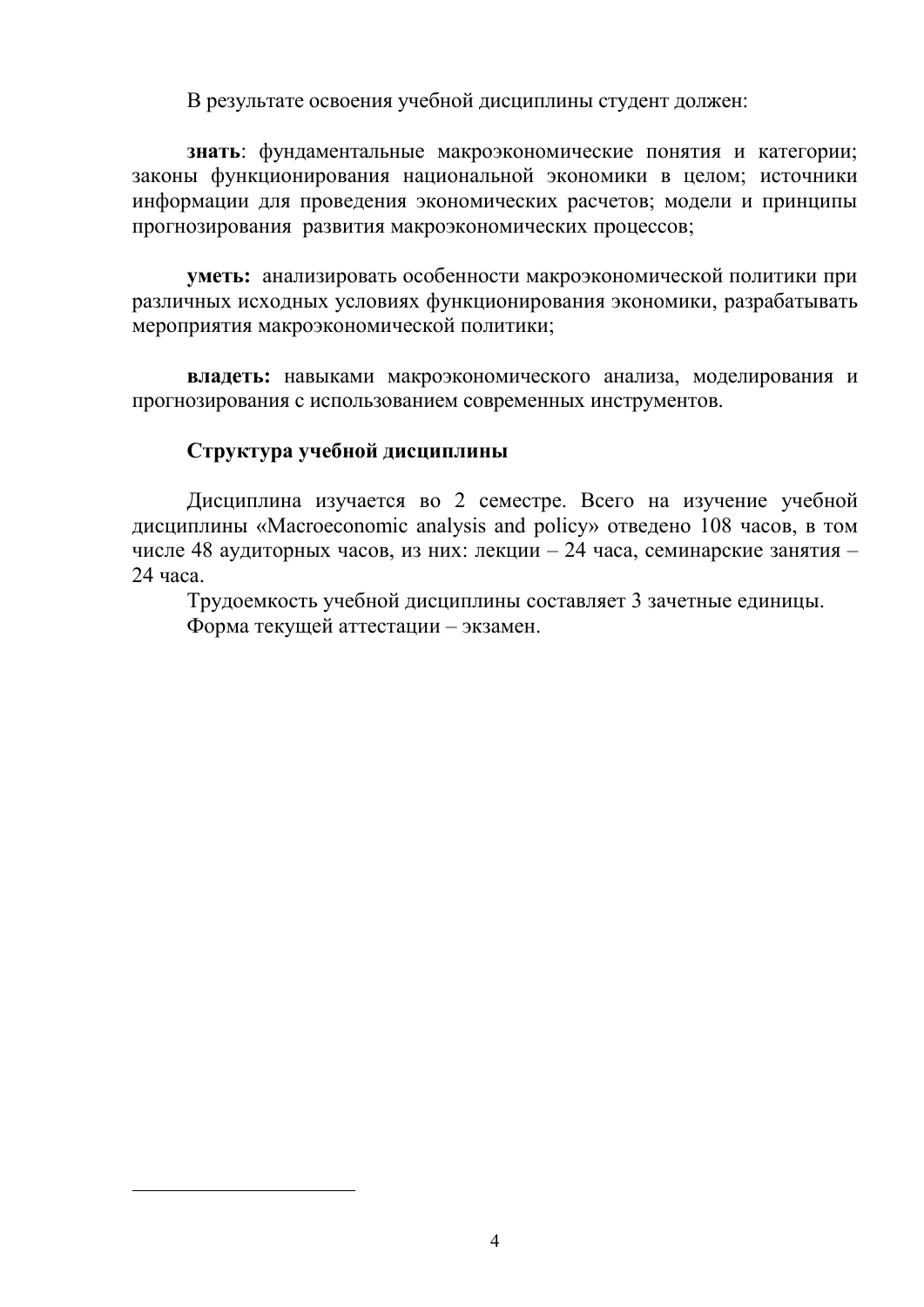В результате освоения учебной дисциплины студент должен:

**знать**: фундаментальные макроэкономические понятия и категории; законы функционирования национальной экономики в целом; источники информации для проведения экономических расчетов; модели и принципы прогнозирования развития макроэкономических процессов;

**уметь:** анализировать особенности макроэкономической политики при различных исходных условиях функционирования экономики, разрабатывать мероприятия макроэкономической политики;

**владеть:** навыками макроэкономического анализа, моделирования и прогнозирования с использованием современных инструментов.

### Структура учебной дисциплины

Дисциплина изучается во 2 семестре. Всего на изучение учебной дисциплины «Macroeconomic analysis and policy» отведено 108 часов, в том числе 48 аудиторных часов, из них: лекции – 24 часа, семинарские занятия – 24 часа.

Трудоемкость учебной дисциплины составляет 3 зачетные единицы.

Форма текущей аттестации – экзамен.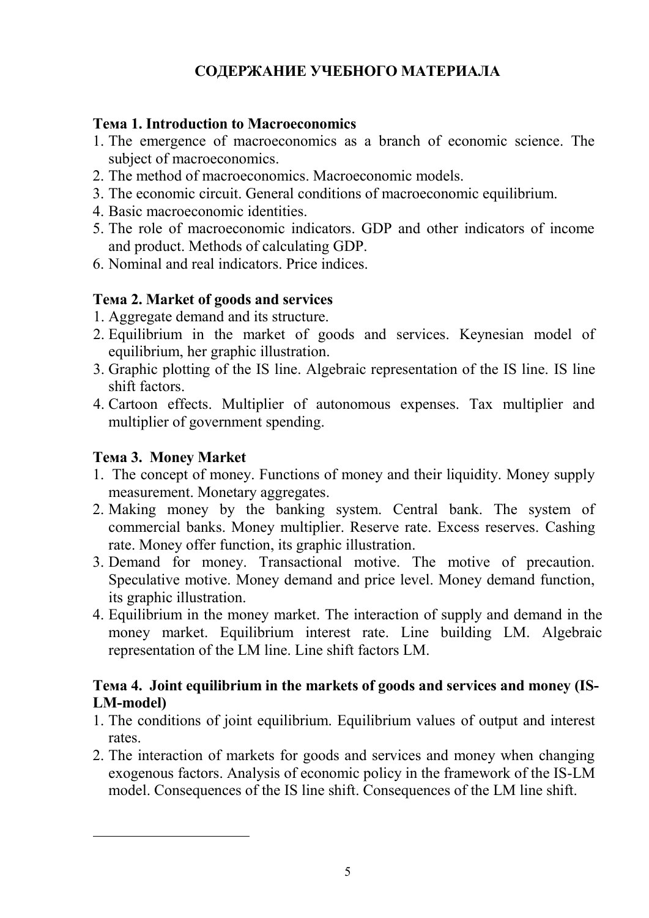# СОДЕРЖАНИЕ УЧЕБНОГО МАТЕРИАЛА

**Тема 1. Introduction to Macroeconomics**

1. The emergence of macroeconomics as a branch of economic science. The subject of macroeconomics.
2. The method of macroeconomics. Macroeconomic models.
3. The economic circuit. General conditions of macroeconomic equilibrium.
4. Basic macroeconomic identities.
5. The role of macroeconomic indicators. GDP and other indicators of income and product. Methods of calculating GDP.
6. Nominal and real indicators. Price indices.

**Тема 2. Market of goods and services**

1. Aggregate demand and its structure.
2. Equilibrium in the market of goods and services. Keynesian model of equilibrium, her graphic illustration.
3. Graphic plotting of the IS line. Algebraic representation of the IS line. IS line shift factors.
4. Cartoon effects. Multiplier of autonomous expenses. Tax multiplier and multiplier of government spending.

**Тема 3. Money Market**

1. The concept of money. Functions of money and their liquidity. Money supply measurement. Monetary aggregates.
2. Making money by the banking system. Central bank. The system of commercial banks. Money multiplier. Reserve rate. Excess reserves. Cashing rate. Money offer function, its graphic illustration.
3. Demand for money. Transactional motive. The motive of precaution. Speculative motive. Money demand and price level. Money demand function, its graphic illustration.
4. Equilibrium in the money market. The interaction of supply and demand in the money market. Equilibrium interest rate. Line building LM. Algebraic representation of the LM line. Line shift factors LM.

**Тема 4. Joint equilibrium in the markets of goods and services and money (IS-LM-model)**

1. The conditions of joint equilibrium. Equilibrium values of output and interest rates.
2. The interaction of markets for goods and services and money when changing exogenous factors. Analysis of economic policy in the framework of the IS-LM model. Consequences of the IS line shift. Consequences of the LM line shift.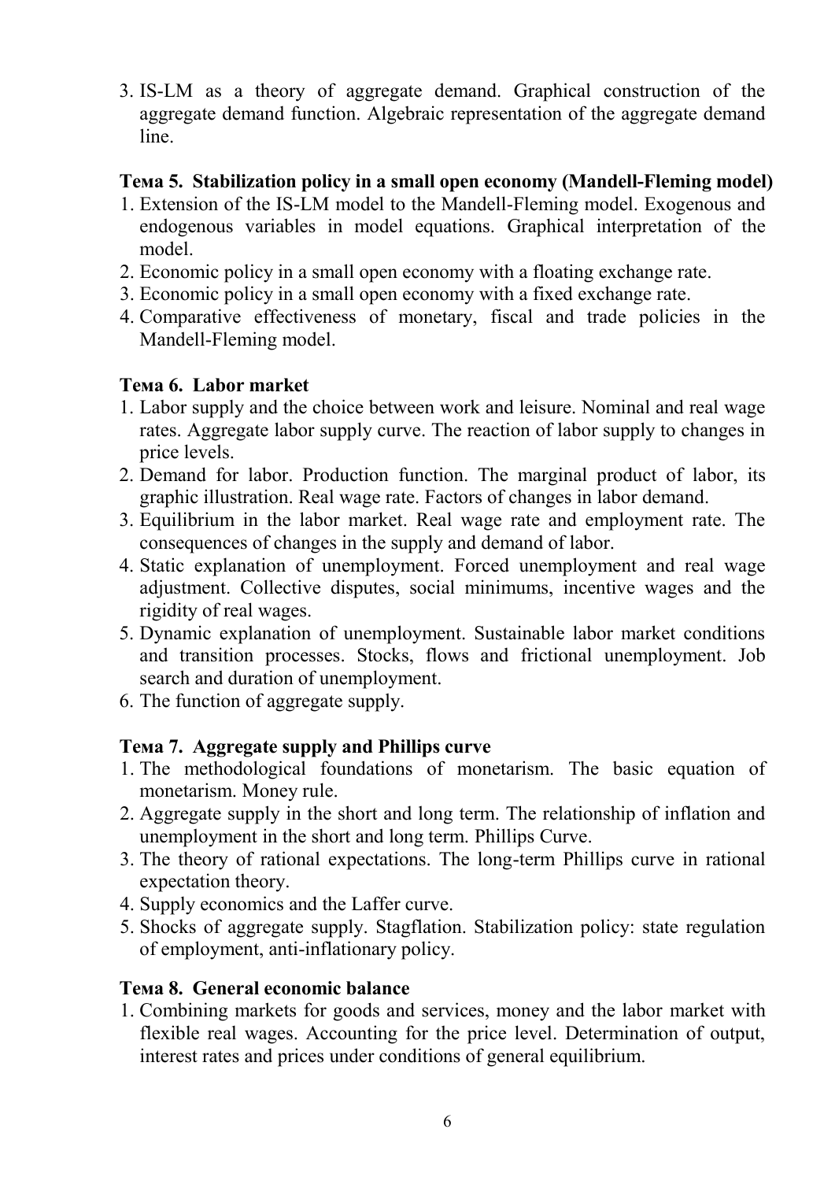3. IS-LM as a theory of aggregate demand. Graphical construction of the aggregate demand function. Algebraic representation of the aggregate demand line.

### Тема 5. Stabilization policy in a small open economy (Mandell-Fleming model)

1. Extension of the IS-LM model to the Mandell-Fleming model. Exogenous and endogenous variables in model equations. Graphical interpretation of the model.
2. Economic policy in a small open economy with a floating exchange rate.
3. Economic policy in a small open economy with a fixed exchange rate.
4. Comparative effectiveness of monetary, fiscal and trade policies in the Mandell-Fleming model.

### Тема 6. Labor market

1. Labor supply and the choice between work and leisure. Nominal and real wage rates. Aggregate labor supply curve. The reaction of labor supply to changes in price levels.
2. Demand for labor. Production function. The marginal product of labor, its graphic illustration. Real wage rate. Factors of changes in labor demand.
3. Equilibrium in the labor market. Real wage rate and employment rate. The consequences of changes in the supply and demand of labor.
4. Static explanation of unemployment. Forced unemployment and real wage adjustment. Collective disputes, social minimums, incentive wages and the rigidity of real wages.
5. Dynamic explanation of unemployment. Sustainable labor market conditions and transition processes. Stocks, flows and frictional unemployment. Job search and duration of unemployment.
6. The function of aggregate supply.

### Тема 7. Aggregate supply and Phillips curve

1. The methodological foundations of monetarism. The basic equation of monetarism. Money rule.
2. Aggregate supply in the short and long term. The relationship of inflation and unemployment in the short and long term. Phillips Curve.
3. The theory of rational expectations. The long-term Phillips curve in rational expectation theory.
4. Supply economics and the Laffer curve.
5. Shocks of aggregate supply. Stagflation. Stabilization policy: state regulation of employment, anti-inflationary policy.

### Тема 8. General economic balance

1. Combining markets for goods and services, money and the labor market with flexible real wages. Accounting for the price level. Determination of output, interest rates and prices under conditions of general equilibrium.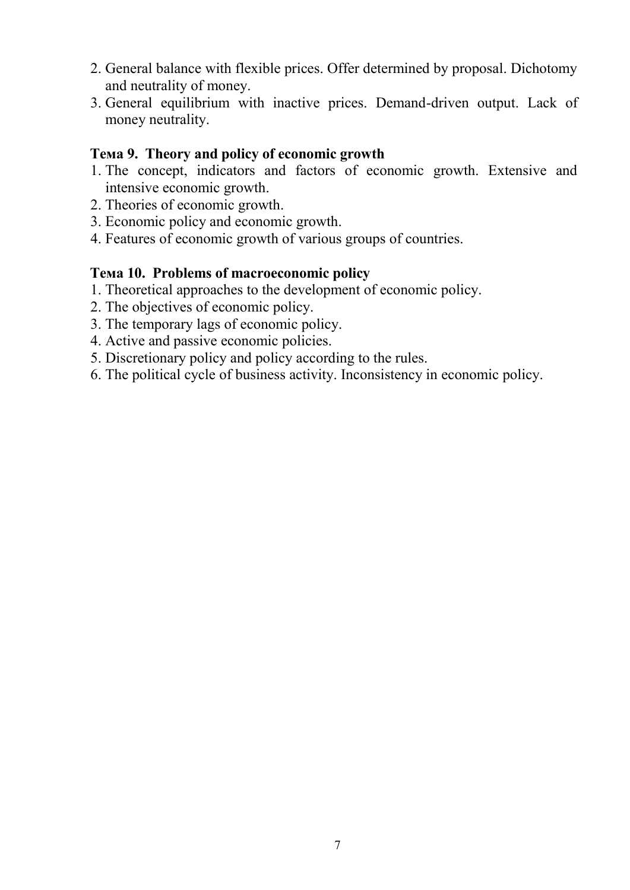2. General balance with flexible prices. Offer determined by proposal. Dichotomy and neutrality of money.
3. General equilibrium with inactive prices. Demand-driven output. Lack of money neutrality.

### Тема 9. Theory and policy of economic growth

1. The concept, indicators and factors of economic growth. Extensive and intensive economic growth.
2. Theories of economic growth.
3. Economic policy and economic growth.
4. Features of economic growth of various groups of countries.

### Тема 10. Problems of macroeconomic policy

1. Theoretical approaches to the development of economic policy.
2. The objectives of economic policy.
3. The temporary lags of economic policy.
4. Active and passive economic policies.
5. Discretionary policy and policy according to the rules.
6. The political cycle of business activity. Inconsistency in economic policy.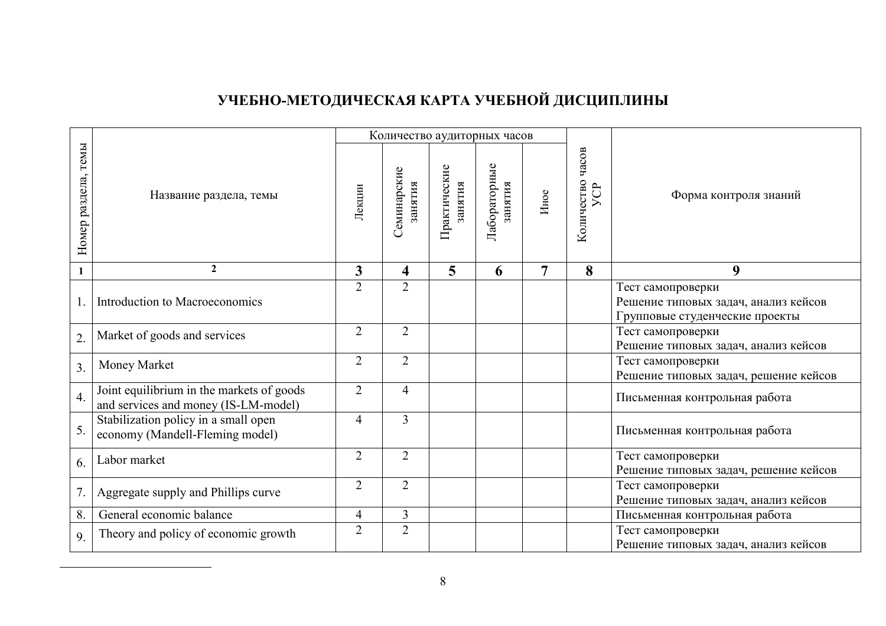## УЧЕБНО-МЕТОДИЧЕСКАЯ КАРТА УЧЕБНОЙ ДИСЦИПЛИНЫ

| Номер раздела, темы | Название раздела, темы | Количество аудиторных часов | | | | | Количество часов УСР | Форма контроля знаний |
|---|---|---|---|---|---|---|---|---|
| | | Лекции | Семинарские занятия | Практические занятия | Лабораторные занятия | Иное | | |
| 1 | 2 | 3 | 4 | 5 | 6 | 7 | 8 | 9 |
| 1. | Introduction to Macroeconomics | 2 | 2 | | | | | Тест самопроверки<br>Решение типовых задач, анализ кейсов<br>Групповые студенческие проекты |
| 2. | Market of goods and services | 2 | 2 | | | | | Тест самопроверки<br>Решение типовых задач, анализ кейсов |
| 3. | Money Market | 2 | 2 | | | | | Тест самопроверки<br>Решение типовых задач, решение кейсов |
| 4. | Joint equilibrium in the markets of goods and services and money (IS-LM-model) | 2 | 4 | | | | | Письменная контрольная работа |
| 5. | Stabilization policy in a small open economy (Mandell-Fleming model) | 4 | 3 | | | | | Письменная контрольная работа |
| 6. | Labor market | 2 | 2 | | | | | Тест самопроверки<br>Решение типовых задач, решение кейсов |
| 7. | Aggregate supply and Phillips curve | 2 | 2 | | | | | Тест самопроверки<br>Решение типовых задач, анализ кейсов |
| 8. | General economic balance | 4 | 3 | | | | | Письменная контрольная работа |
| 9. | Theory and policy of economic growth | 2 | 2 | | | | | Тест самопроверки<br>Решение типовых задач, анализ кейсов |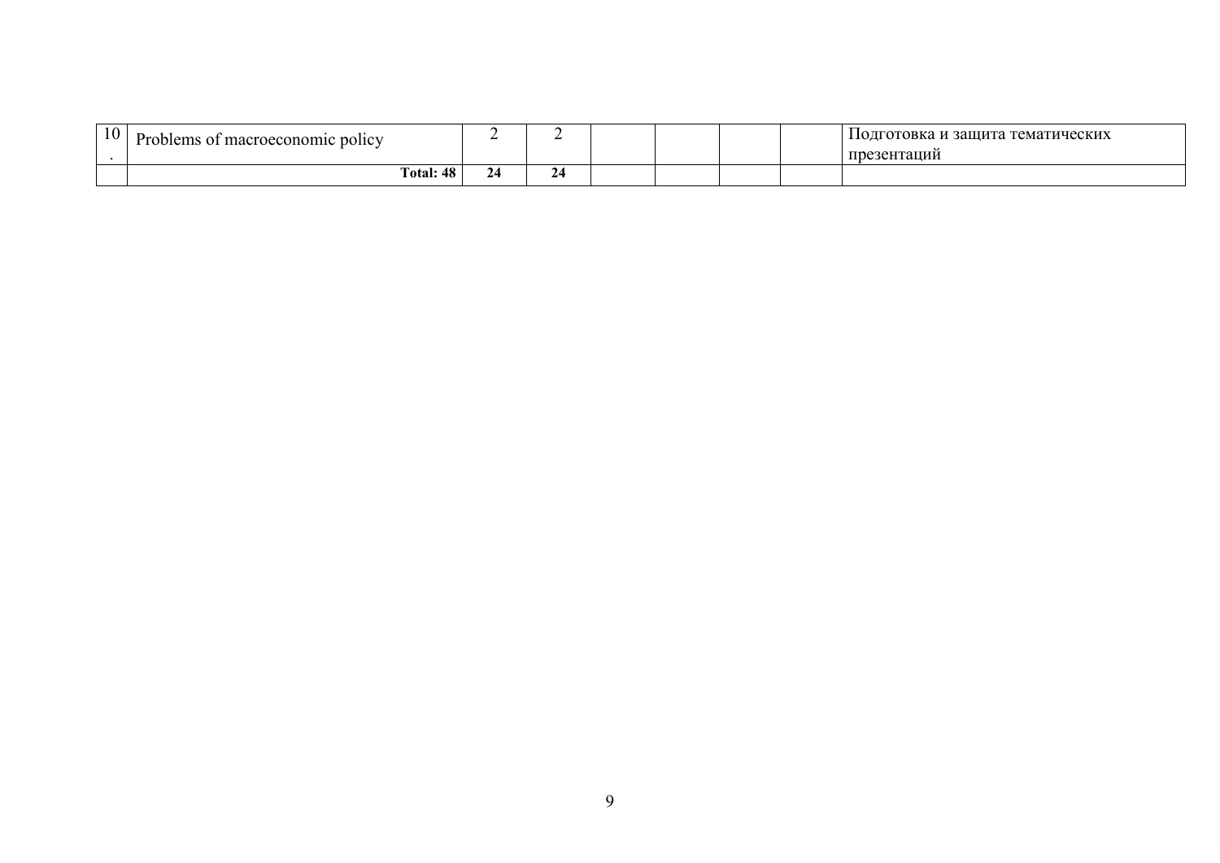| | | | | | | | | |
|---|---|---|---|---|---|---|---|---|
| 10. | Problems of macroeconomic policy | 2 | 2 | | | | | Подготовка и защита тематических презентаций |
| | **Total: 48** | **24** | **24** | | | | | |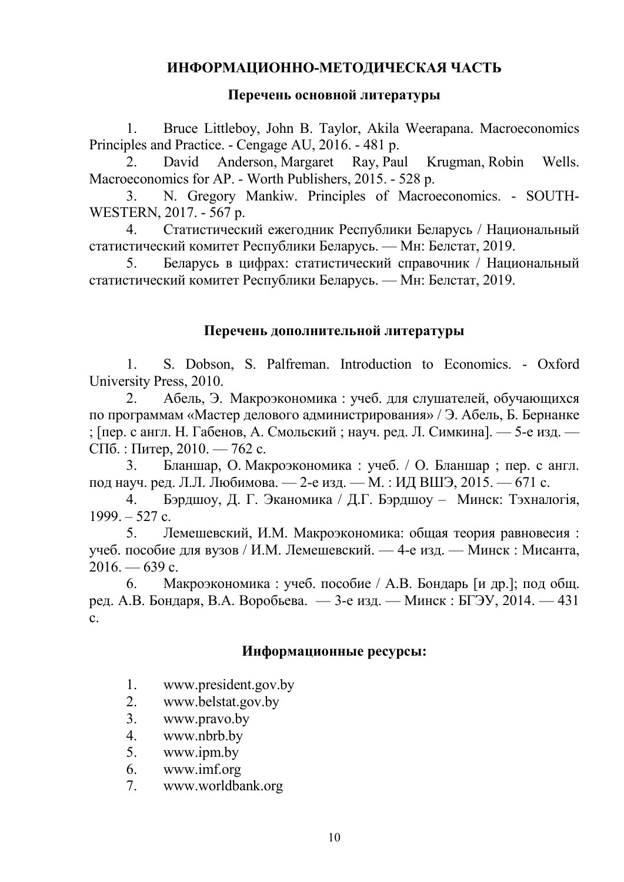## ИНФОРМАЦИОННО-МЕТОДИЧЕСКАЯ ЧАСТЬ

### Перечень основной литературы

1. Bruce Littleboy, John B. Taylor, Akila Weerapana. Macroeconomics Principles and Practice. - Cengage AU, 2016. - 481 p.
2. David Anderson, Margaret Ray, Paul Krugman, Robin Wells. Macroeconomics for AP. - Worth Publishers, 2015. - 528 p.
3. N. Gregory Mankiw. Principles of Macroeconomics. - SOUTH-WESTERN, 2017. - 567 p.
4. Статистический ежегодник Республики Беларусь / Национальный статистический комитет Республики Беларусь. — Мн: Белстат, 2019.
5. Беларусь в цифрах: статистический справочник / Национальный статистический комитет Республики Беларусь. — Мн: Белстат, 2019.

### Перечень дополнительной литературы

1. S. Dobson, S. Palfreman. Introduction to Economics. - Oxford University Press, 2010.
2. Абель, Э. Макроэкономика : учеб. для слушателей, обучающихся по программам «Мастер делового администрирования» / Э. Абель, Б. Бернанке ; [пер. с англ. Н. Габенов, А. Смольский ; науч. ред. Л. Симкина]. — 5-е изд. — СПб. : Питер, 2010. — 762 с.
3. Бланшар, О. Макроэкономика : учеб. / О. Бланшар ; пер. с англ. под науч. ред. Л.Л. Любимова. — 2-е изд. — М. : ИД ВШЭ, 2015. — 671 с.
4. Бэрдшоу, Д. Г. Эканомика / Д.Г. Бэрдшоу – Минск: Тэхналогія, 1999. – 527 с.
5. Лемешевский, И.М. Макроэкономика: общая теория равновесия : учеб. пособие для вузов / И.М. Лемешевский. — 4-е изд. — Минск : Мисанта, 2016. — 639 с.
6. Макроэкономика : учеб. пособие / А.В. Бондарь [и др.]; под общ. ред. А.В. Бондаря, В.А. Воробьева. — 3-е изд. — Минск : БГЭУ, 2014. — 431 с.

### Информационные ресурсы:

1. www.president.gov.by
2. www.belstat.gov.by
3. www.pravo.by
4. www.nbrb.by
5. www.ipm.by
6. www.imf.org
7. www.worldbank.org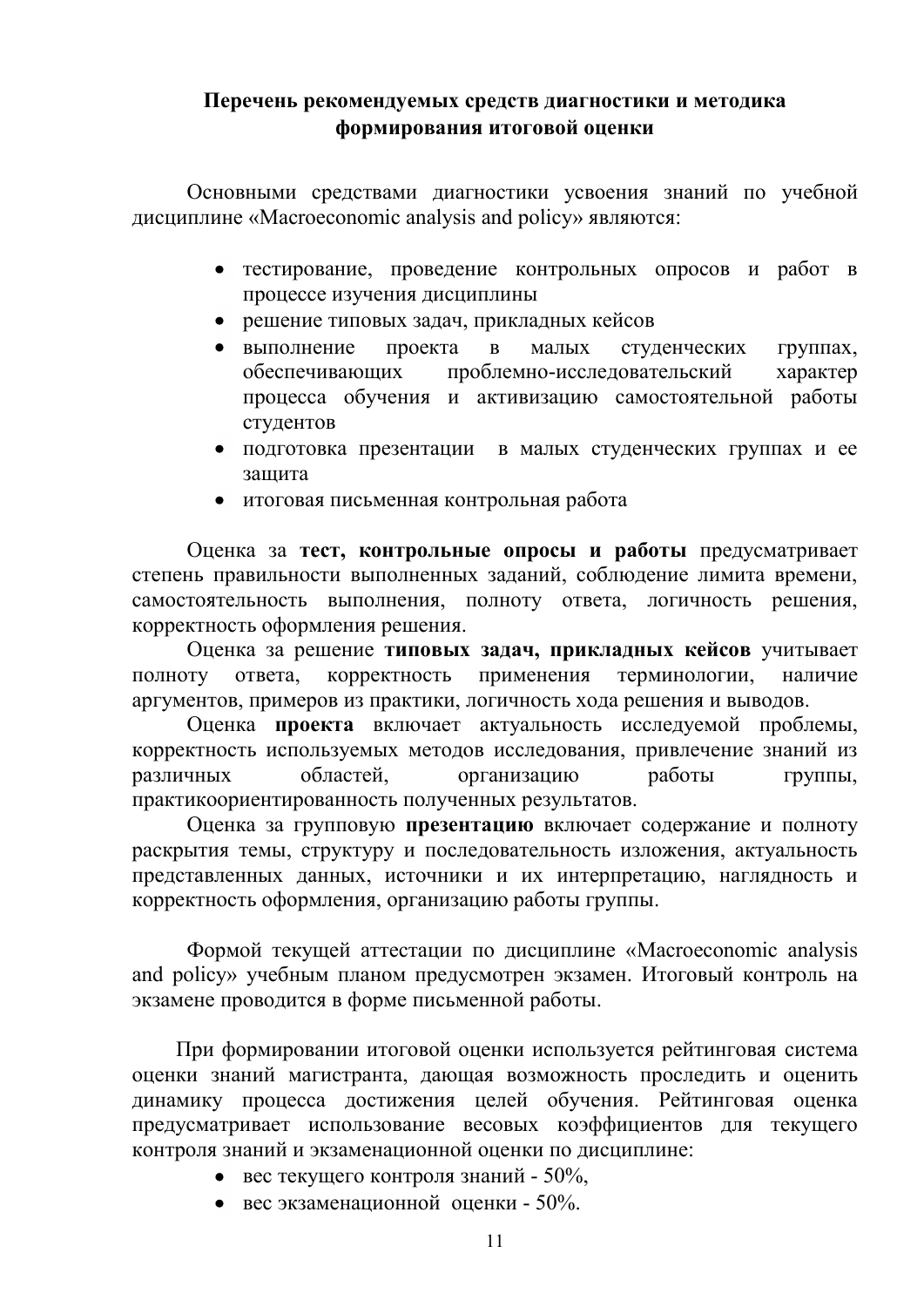## Перечень рекомендуемых средств диагностики и методика формирования итоговой оценки

Основными средствами диагностики усвоения знаний по учебной дисциплине «Macroeconomic analysis and policy» являются:

- тестирование, проведение контрольных опросов и работ в процессе изучения дисциплины
- решение типовых задач, прикладных кейсов
- выполнение проекта в малых студенческих группах, обеспечивающих проблемно-исследовательский характер процесса обучения и активизацию самостоятельной работы студентов
- подготовка презентации в малых студенческих группах и ее защита
- итоговая письменная контрольная работа

Оценка за **тест, контрольные опросы и работы** предусматривает степень правильности выполненных заданий, соблюдение лимита времени, самостоятельность выполнения, полноту ответа, логичность решения, корректность оформления решения.

Оценка за решение **типовых задач, прикладных кейсов** учитывает полноту ответа, корректность применения терминологии, наличие аргументов, примеров из практики, логичность хода решения и выводов.

Оценка **проекта** включает актуальность исследуемой проблемы, корректность используемых методов исследования, привлечение знаний из различных областей, организацию работы группы, практикоориентированность полученных результатов.

Оценка за групповую **презентацию** включает содержание и полноту раскрытия темы, структуру и последовательность изложения, актуальность представленных данных, источники и их интерпретацию, наглядность и корректность оформления, организацию работы группы.

Формой текущей аттестации по дисциплине «Macroeconomic analysis and policy» учебным планом предусмотрен экзамен. Итоговый контроль на экзамене проводится в форме письменной работы.

При формировании итоговой оценки используется рейтинговая система оценки знаний магистранта, дающая возможность проследить и оценить динамику процесса достижения целей обучения. Рейтинговая оценка предусматривает использование весовых коэффициентов для текущего контроля знаний и экзаменационной оценки по дисциплине:

- вес текущего контроля знаний - 50%,
- вес экзаменационной оценки - 50%.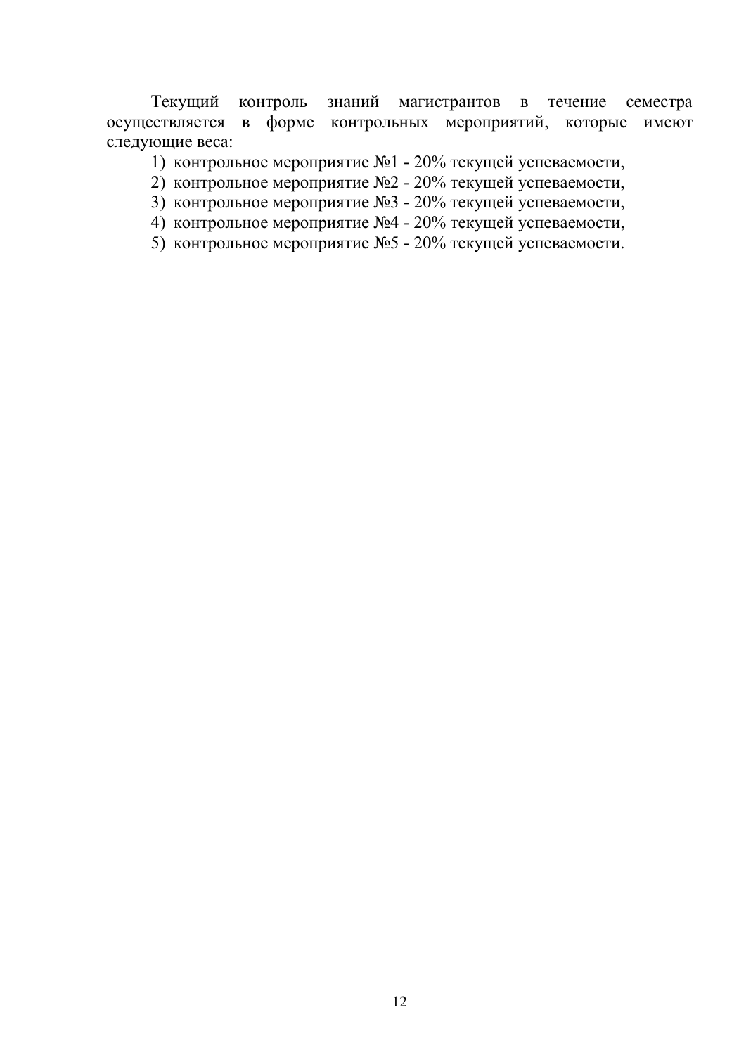Текущий контроль знаний магистрантов в течение семестра осуществляется в форме контрольных мероприятий, которые имеют следующие веса:

1) контрольное мероприятие №1 - 20% текущей успеваемости,
2) контрольное мероприятие №2 - 20% текущей успеваемости,
3) контрольное мероприятие №3 - 20% текущей успеваемости,
4) контрольное мероприятие №4 - 20% текущей успеваемости,
5) контрольное мероприятие №5 - 20% текущей успеваемости.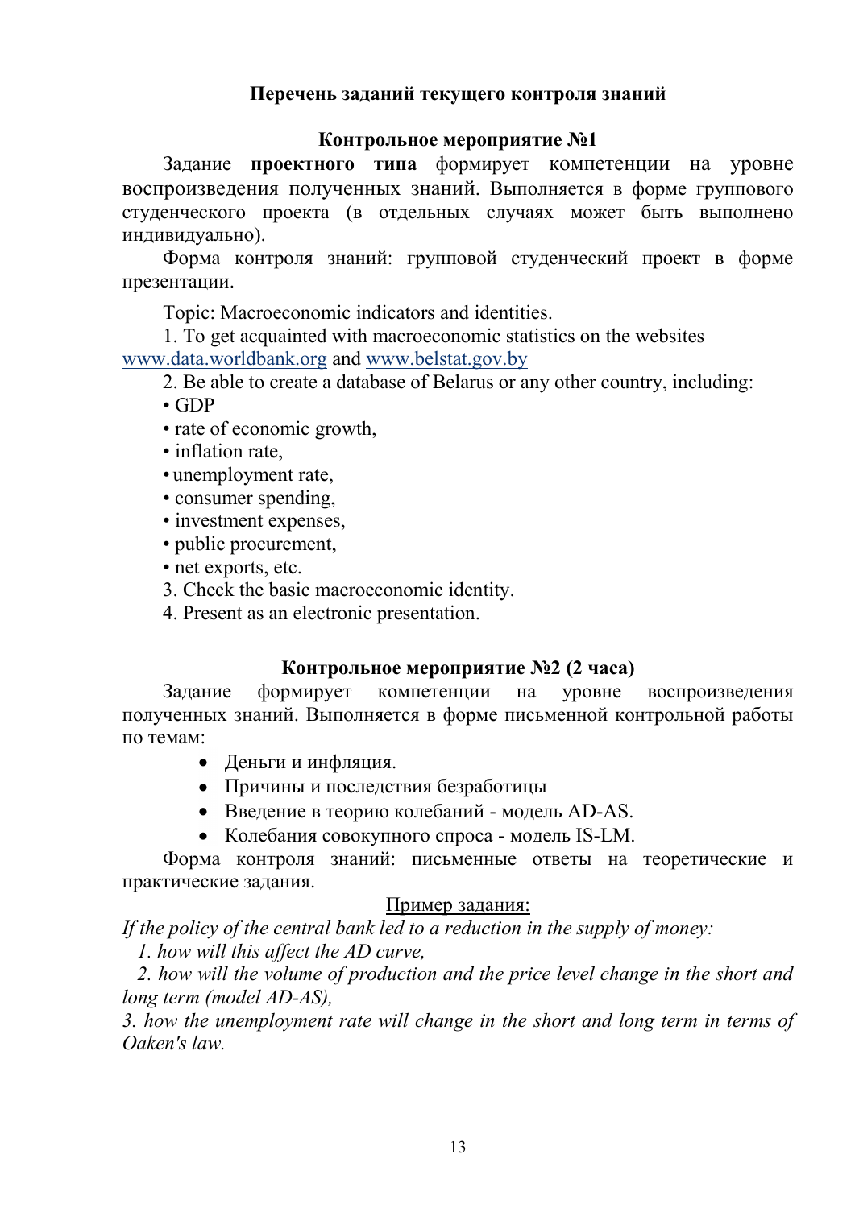## Перечень заданий текущего контроля знаний

### Контрольное мероприятие №1

Задание **проектного типа** формирует компетенции на уровне воспроизведения полученных знаний. Выполняется в форме группового студенческого проекта (в отдельных случаях может быть выполнено индивидуально).

Форма контроля знаний: групповой студенческий проект в форме презентации.

Topic: Macroeconomic indicators and identities.

1. To get acquainted with macroeconomic statistics on the websites www.data.worldbank.org and www.belstat.gov.by
2. Be able to create a database of Belarus or any other country, including:
   - GDP
   - rate of economic growth,
   - inflation rate,
   - unemployment rate,
   - consumer spending,
   - investment expenses,
   - public procurement,
   - net exports, etc.
3. Check the basic macroeconomic identity.
4. Present as an electronic presentation.

### Контрольное мероприятие №2 (2 часа)

Задание формирует компетенции на уровне воспроизведения полученных знаний. Выполняется в форме письменной контрольной работы по темам:

- Деньги и инфляция.
- Причины и последствия безработицы
- Введение в теорию колебаний - модель AD-AS.
- Колебания совокупного спроса - модель IS-LM.

Форма контроля знаний: письменные ответы на теоретические и практические задания.

Пример задания:

*If the policy of the central bank led to a reduction in the supply of money:*

*1. how will this affect the AD curve,*

*2. how will the volume of production and the price level change in the short and long term (model AD-AS),*

*3. how the unemployment rate will change in the short and long term in terms of Oaken's law.*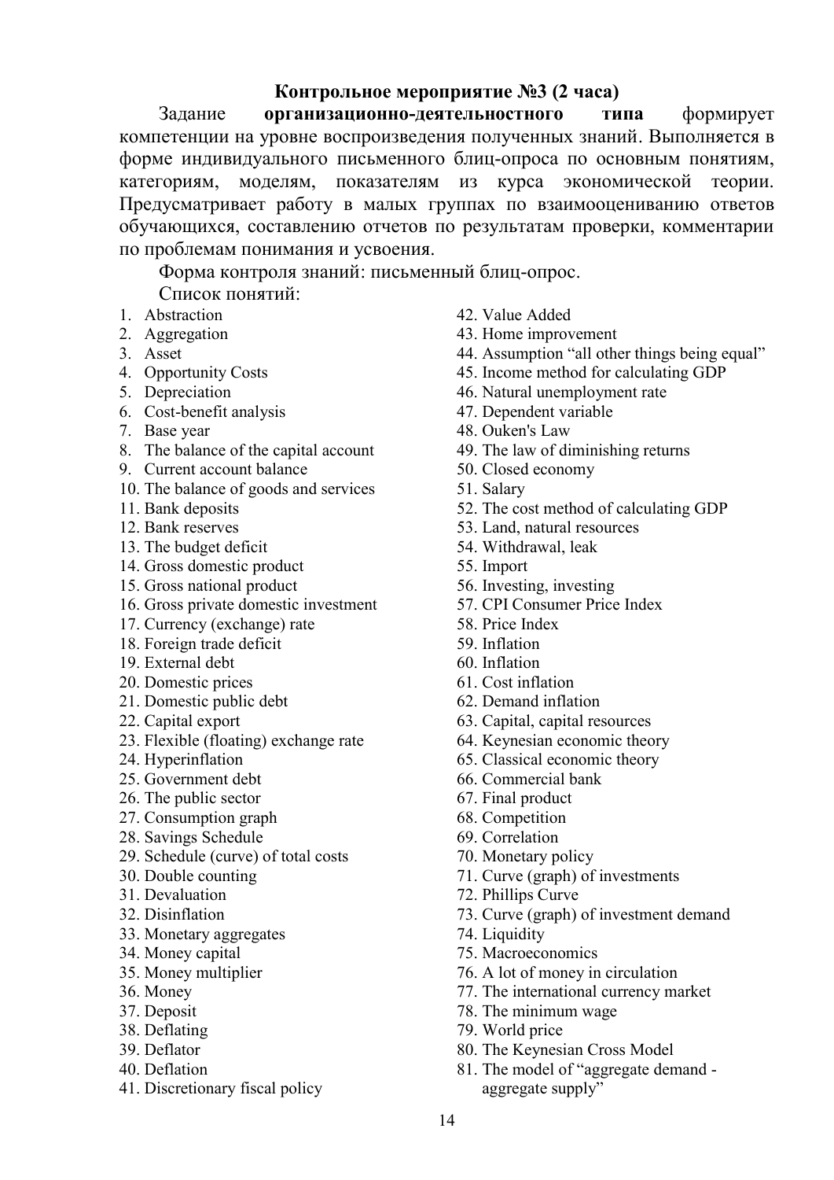**Контрольное мероприятие №3 (2 часа)**

Задание **организационно-деятельностного типа** формирует компетенции на уровне воспроизведения полученных знаний. Выполняется в форме индивидуального письменного блиц-опроса по основным понятиям, категориям, моделям, показателям из курса экономической теории. Предусматривает работу в малых группах по взаимооцениванию ответов обучающихся, составлению отчетов по результатам проверки, комментарии по проблемам понимания и усвоения.

Форма контроля знаний: письменный блиц-опрос.

Список понятий:

1. Abstraction
2. Aggregation
3. Asset
4. Opportunity Costs
5. Depreciation
6. Cost-benefit analysis
7. Base year
8. The balance of the capital account
9. Current account balance
10. The balance of goods and services
11. Bank deposits
12. Bank reserves
13. The budget deficit
14. Gross domestic product
15. Gross national product
16. Gross private domestic investment
17. Currency (exchange) rate
18. Foreign trade deficit
19. External debt
20. Domestic prices
21. Domestic public debt
22. Capital export
23. Flexible (floating) exchange rate
24. Hyperinflation
25. Government debt
26. The public sector
27. Consumption graph
28. Savings Schedule
29. Schedule (curve) of total costs
30. Double counting
31. Devaluation
32. Disinflation
33. Monetary aggregates
34. Money capital
35. Money multiplier
36. Money
37. Deposit
38. Deflating
39. Deflator
40. Deflation
41. Discretionary fiscal policy
42. Value Added
43. Home improvement
44. Assumption “all other things being equal”
45. Income method for calculating GDP
46. Natural unemployment rate
47. Dependent variable
48. Ouken's Law
49. The law of diminishing returns
50. Closed economy
51. Salary
52. The cost method of calculating GDP
53. Land, natural resources
54. Withdrawal, leak
55. Import
56. Investing, investing
57. CPI Consumer Price Index
58. Price Index
59. Inflation
60. Inflation
61. Cost inflation
62. Demand inflation
63. Capital, capital resources
64. Keynesian economic theory
65. Classical economic theory
66. Commercial bank
67. Final product
68. Competition
69. Correlation
70. Monetary policy
71. Curve (graph) of investments
72. Phillips Curve
73. Curve (graph) of investment demand
74. Liquidity
75. Macroeconomics
76. A lot of money in circulation
77. The international currency market
78. The minimum wage
79. World price
80. The Keynesian Cross Model
81. The model of “aggregate demand - aggregate supply”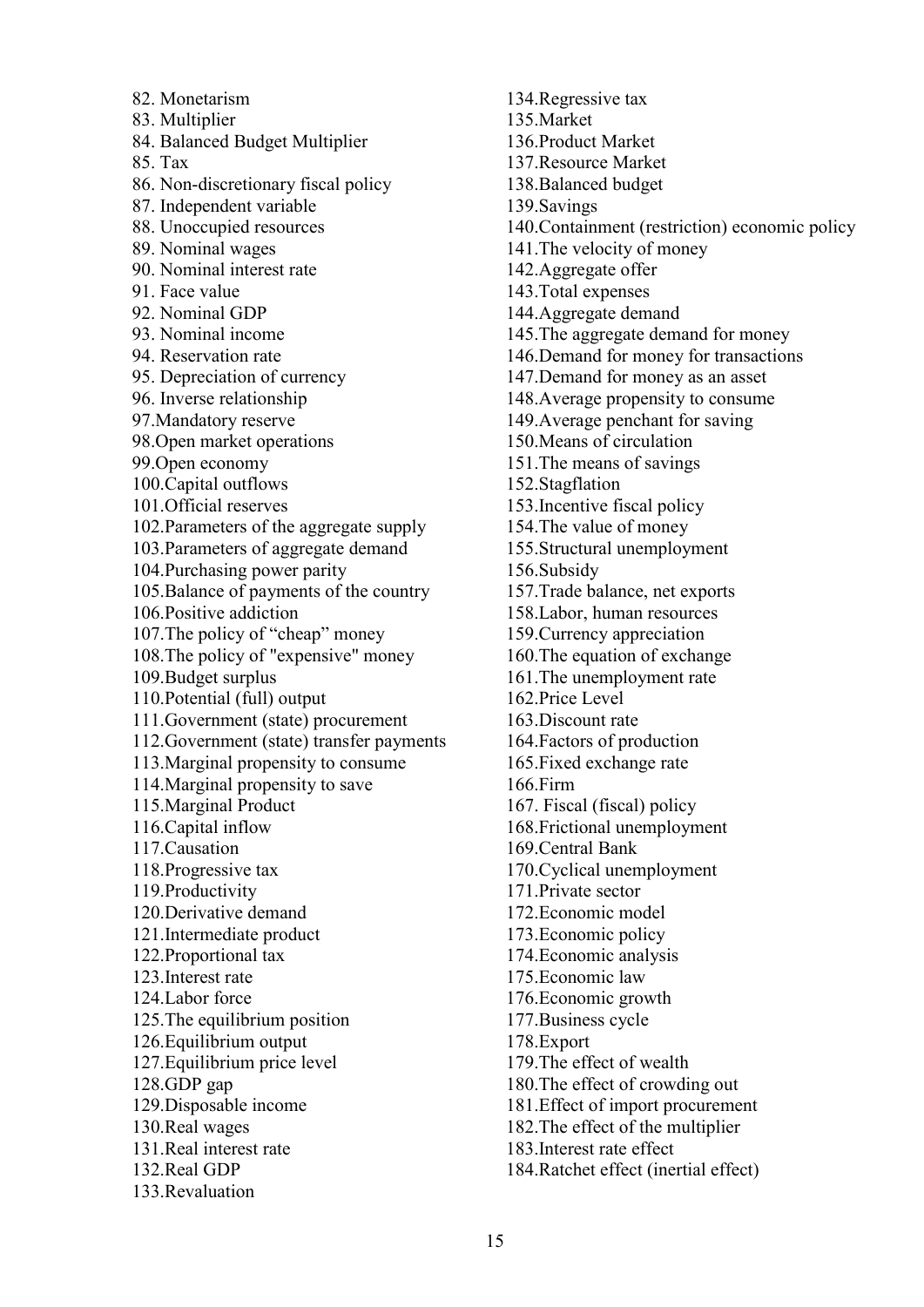82. Monetarism
83. Multiplier
84. Balanced Budget Multiplier
85. Tax
86. Non-discretionary fiscal policy
87. Independent variable
88. Unoccupied resources
89. Nominal wages
90. Nominal interest rate
91. Face value
92. Nominal GDP
93. Nominal income
94. Reservation rate
95. Depreciation of currency
96. Inverse relationship
97. Mandatory reserve
98. Open market operations
99. Open economy
100. Capital outflows
101. Official reserves
102. Parameters of the aggregate supply
103. Parameters of aggregate demand
104. Purchasing power parity
105. Balance of payments of the country
106. Positive addiction
107. The policy of "cheap" money
108. The policy of "expensive" money
109. Budget surplus
110. Potential (full) output
111. Government (state) procurement
112. Government (state) transfer payments
113. Marginal propensity to consume
114. Marginal propensity to save
115. Marginal Product
116. Capital inflow
117. Causation
118. Progressive tax
119. Productivity
120. Derivative demand
121. Intermediate product
122. Proportional tax
123. Interest rate
124. Labor force
125. The equilibrium position
126. Equilibrium output
127. Equilibrium price level
128. GDP gap
129. Disposable income
130. Real wages
131. Real interest rate
132. Real GDP
133. Revaluation
134. Regressive tax
135. Market
136. Product Market
137. Resource Market
138. Balanced budget
139. Savings
140. Containment (restriction) economic policy
141. The velocity of money
142. Aggregate offer
143. Total expenses
144. Aggregate demand
145. The aggregate demand for money
146. Demand for money for transactions
147. Demand for money as an asset
148. Average propensity to consume
149. Average penchant for saving
150. Means of circulation
151. The means of savings
152. Stagflation
153. Incentive fiscal policy
154. The value of money
155. Structural unemployment
156. Subsidy
157. Trade balance, net exports
158. Labor, human resources
159. Currency appreciation
160. The equation of exchange
161. The unemployment rate
162. Price Level
163. Discount rate
164. Factors of production
165. Fixed exchange rate
166. Firm
167. Fiscal (fiscal) policy
168. Frictional unemployment
169. Central Bank
170. Cyclical unemployment
171. Private sector
172. Economic model
173. Economic policy
174. Economic analysis
175. Economic law
176. Economic growth
177. Business cycle
178. Export
179. The effect of wealth
180. The effect of crowding out
181. Effect of import procurement
182. The effect of the multiplier
183. Interest rate effect
184. Ratchet effect (inertial effect)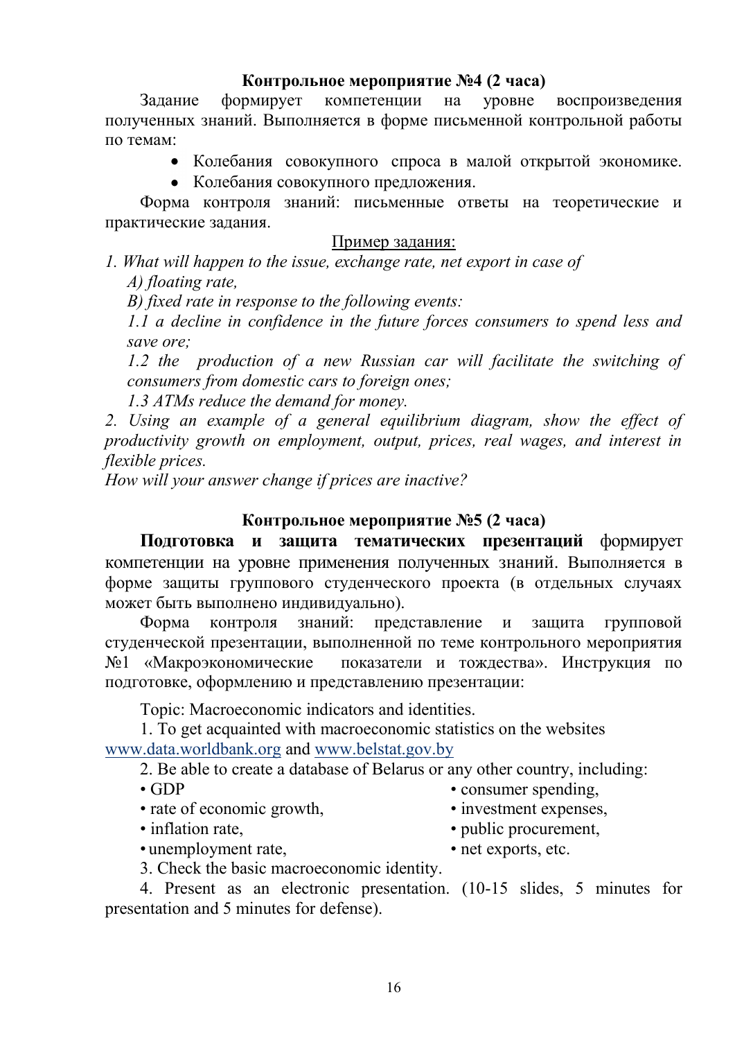### Контрольное мероприятие №4 (2 часа)

Задание формирует компетенции на уровне воспроизведения полученных знаний. Выполняется в форме письменной контрольной работы по темам:

- Колебания совокупного спроса в малой открытой экономике.
- Колебания совокупного предложения.

Форма контроля знаний: письменные ответы на теоретические и практические задания.

<u>Пример задания:</u>

*1. What will happen to the issue, exchange rate, net export in case of*

*A) floating rate,*

*B) fixed rate in response to the following events:*

*1.1 a decline in confidence in the future forces consumers to spend less and save ore;*

*1.2 the production of a new Russian car will facilitate the switching of consumers from domestic cars to foreign ones;*

*1.3 ATMs reduce the demand for money.*

*2. Using an example of a general equilibrium diagram, show the effect of productivity growth on employment, output, prices, real wages, and interest in flexible prices.*

*How will your answer change if prices are inactive?*

### Контрольное мероприятие №5 (2 часа)

**Подготовка и защита тематических презентаций** формирует компетенции на уровне применения полученных знаний. Выполняется в форме защиты группового студенческого проекта (в отдельных случаях может быть выполнено индивидуально).

Форма контроля знаний: представление и защита групповой студенческой презентации, выполненной по теме контрольного мероприятия №1 «Макроэкономические показатели и тождества». Инструкция по подготовке, оформлению и представлению презентации:

Topic: Macroeconomic indicators and identities.

1. To get acquainted with macroeconomic statistics on the websites www.data.worldbank.org and www.belstat.gov.by
2. Be able to create a database of Belarus or any other country, including:
   - GDP
   - rate of economic growth,
   - inflation rate,
   - unemployment rate,
   - consumer spending,
   - investment expenses,
   - public procurement,
   - net exports, etc.
3. Check the basic macroeconomic identity.
4. Present as an electronic presentation. (10-15 slides, 5 minutes for presentation and 5 minutes for defense).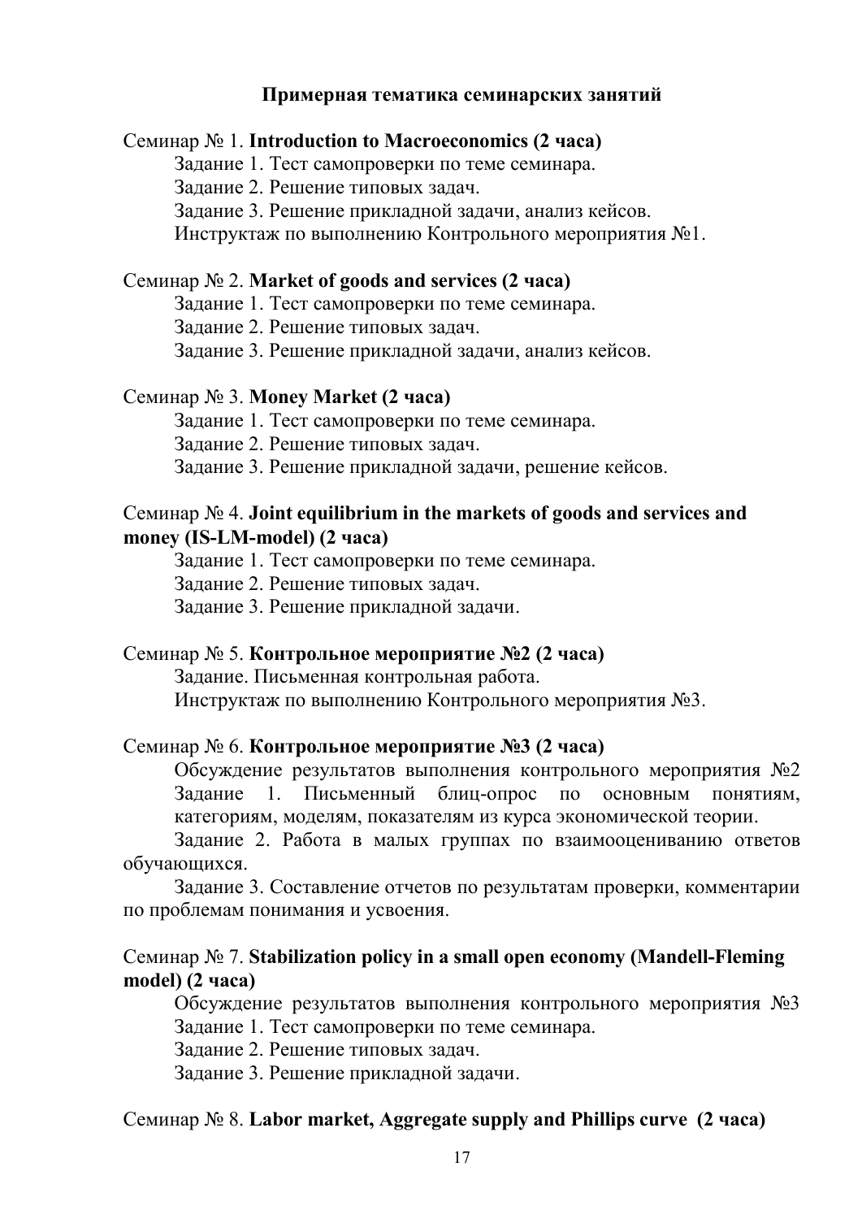**Примерная тематика семинарских занятий**

Семинар № 1. **Introduction to Macroeconomics (2 часа)**

Задание 1. Тест самопроверки по теме семинара.

Задание 2. Решение типовых задач.

Задание 3. Решение прикладной задачи, анализ кейсов.

Инструктаж по выполнению Контрольного мероприятия №1.

Семинар № 2. **Market of goods and services (2 часа)**

Задание 1. Тест самопроверки по теме семинара.

Задание 2. Решение типовых задач.

Задание 3. Решение прикладной задачи, анализ кейсов.

Семинар № 3. **Money Market (2 часа)**

Задание 1. Тест самопроверки по теме семинара.

Задание 2. Решение типовых задач.

Задание 3. Решение прикладной задачи, решение кейсов.

Семинар № 4. **Joint equilibrium in the markets of goods and services and money (IS-LM-model) (2 часа)**

Задание 1. Тест самопроверки по теме семинара.

Задание 2. Решение типовых задач.

Задание 3. Решение прикладной задачи.

Семинар № 5. **Контрольное мероприятие №2 (2 часа)**

Задание. Письменная контрольная работа.

Инструктаж по выполнению Контрольного мероприятия №3.

Семинар № 6. **Контрольное мероприятие №3 (2 часа)**

Обсуждение результатов выполнения контрольного мероприятия №2
Задание 1. Письменный блиц-опрос по основным понятиям, категориям, моделям, показателям из курса экономической теории.

Задание 2. Работа в малых группах по взаимооцениванию ответов обучающихся.

Задание 3. Составление отчетов по результатам проверки, комментарии по проблемам понимания и усвоения.

Семинар № 7. **Stabilization policy in a small open economy (Mandell-Fleming model) (2 часа)**

Обсуждение результатов выполнения контрольного мероприятия №3

Задание 1. Тест самопроверки по теме семинара.

Задание 2. Решение типовых задач.

Задание 3. Решение прикладной задачи.

Семинар № 8. **Labor market, Aggregate supply and Phillips curve (2 часа)**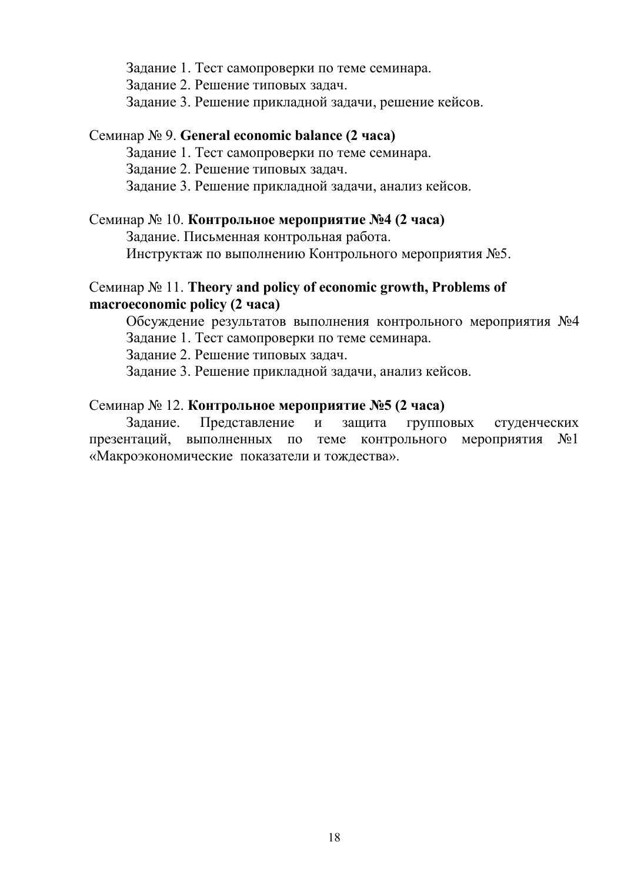Задание 1. Тест самопроверки по теме семинара.

Задание 2. Решение типовых задач.

Задание 3. Решение прикладной задачи, решение кейсов.

Семинар № 9. **General economic balance (2 часа)**

Задание 1. Тест самопроверки по теме семинара.

Задание 2. Решение типовых задач.

Задание 3. Решение прикладной задачи, анализ кейсов.

Семинар № 10. **Контрольное мероприятие №4 (2 часа)**

Задание. Письменная контрольная работа.

Инструктаж по выполнению Контрольного мероприятия №5.

Семинар № 11. **Theory and policy of economic growth, Problems of macroeconomic policy (2 часа)**

Обсуждение результатов выполнения контрольного мероприятия №4

Задание 1. Тест самопроверки по теме семинара.

Задание 2. Решение типовых задач.

Задание 3. Решение прикладной задачи, анализ кейсов.

Семинар № 12. **Контрольное мероприятие №5 (2 часа)**

Задание. Представление и защита групповых студенческих презентаций, выполненных по теме контрольного мероприятия №1 «Макроэкономические показатели и тождества».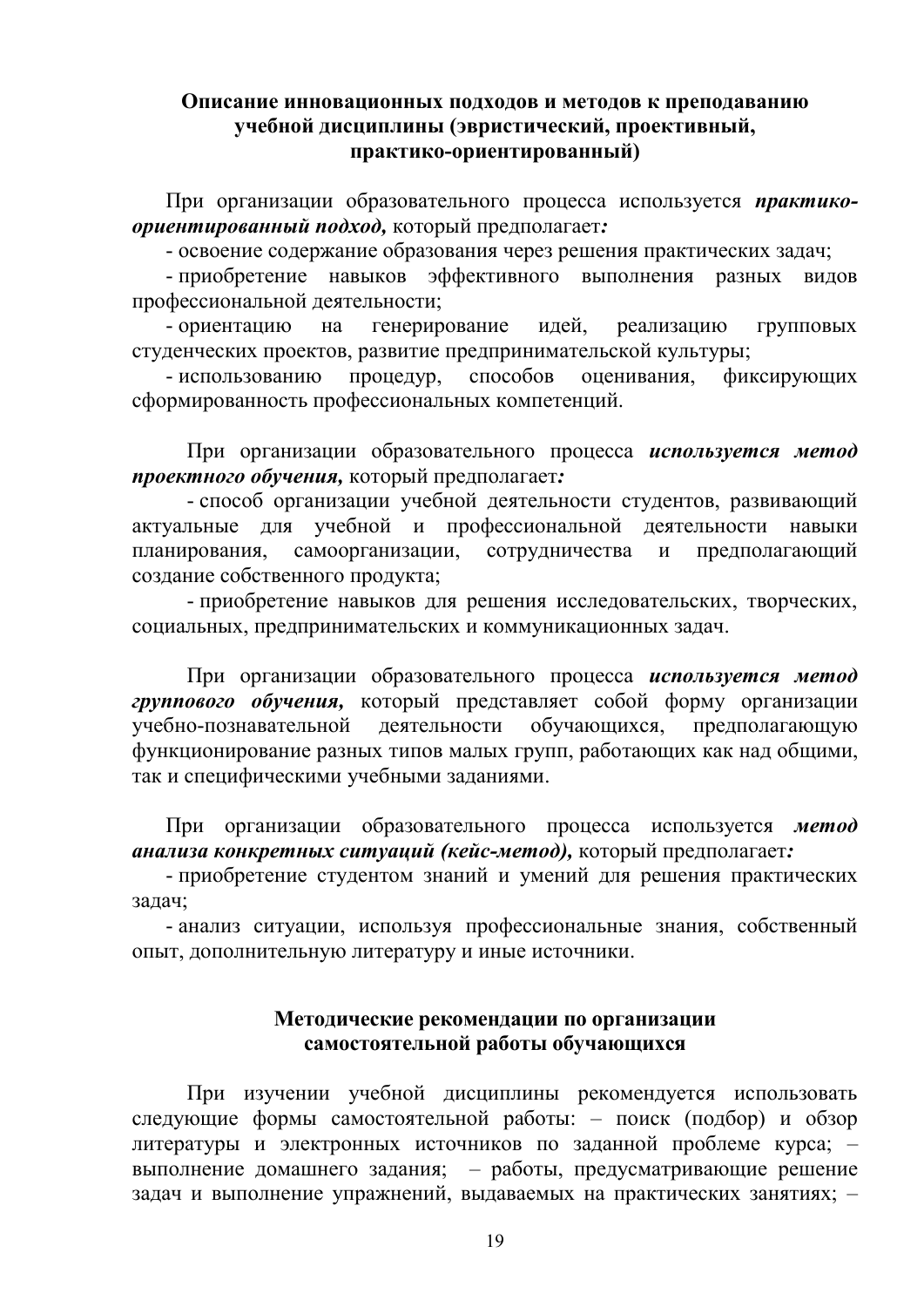## Описание инновационных подходов и методов к преподаванию учебной дисциплины (эвристический, проективный, практико-ориентированный)

При организации образовательного процесса используется ***практико-ориентированный подход,*** который предполагает***:***

- освоение содержание образования через решения практических задач;
- приобретение навыков эффективного выполнения разных видов профессиональной деятельности;
- ориентацию на генерирование идей, реализацию групповых студенческих проектов, развитие предпринимательской культуры;
- использованию процедур, способов оценивания, фиксирующих сформированность профессиональных компетенций.

При организации образовательного процесса ***используется метод проектного обучения,*** который предполагает***:***

- способ организации учебной деятельности студентов, развивающий актуальные для учебной и профессиональной деятельности навыки планирования, самоорганизации, сотрудничества и предполагающий создание собственного продукта;
- приобретение навыков для решения исследовательских, творческих, социальных, предпринимательских и коммуникационных задач.

При организации образовательного процесса ***используется метод группового обучения,*** который представляет собой форму организации учебно-познавательной деятельности обучающихся, предполагающую функционирование разных типов малых групп, работающих как над общими, так и специфическими учебными заданиями.

При организации образовательного процесса используется ***метод анализа конкретных ситуаций (кейс-метод),*** который предполагает***:***

- приобретение студентом знаний и умений для решения практических задач;
- анализ ситуации, используя профессиональные знания, собственный опыт, дополнительную литературу и иные источники.

## Методические рекомендации по организации самостоятельной работы обучающихся

При изучении учебной дисциплины рекомендуется использовать следующие формы самостоятельной работы: – поиск (подбор) и обзор литературы и электронных источников по заданной проблеме курса; – выполнение домашнего задания; – работы, предусматривающие решение задач и выполнение упражнений, выдаваемых на практических занятиях; –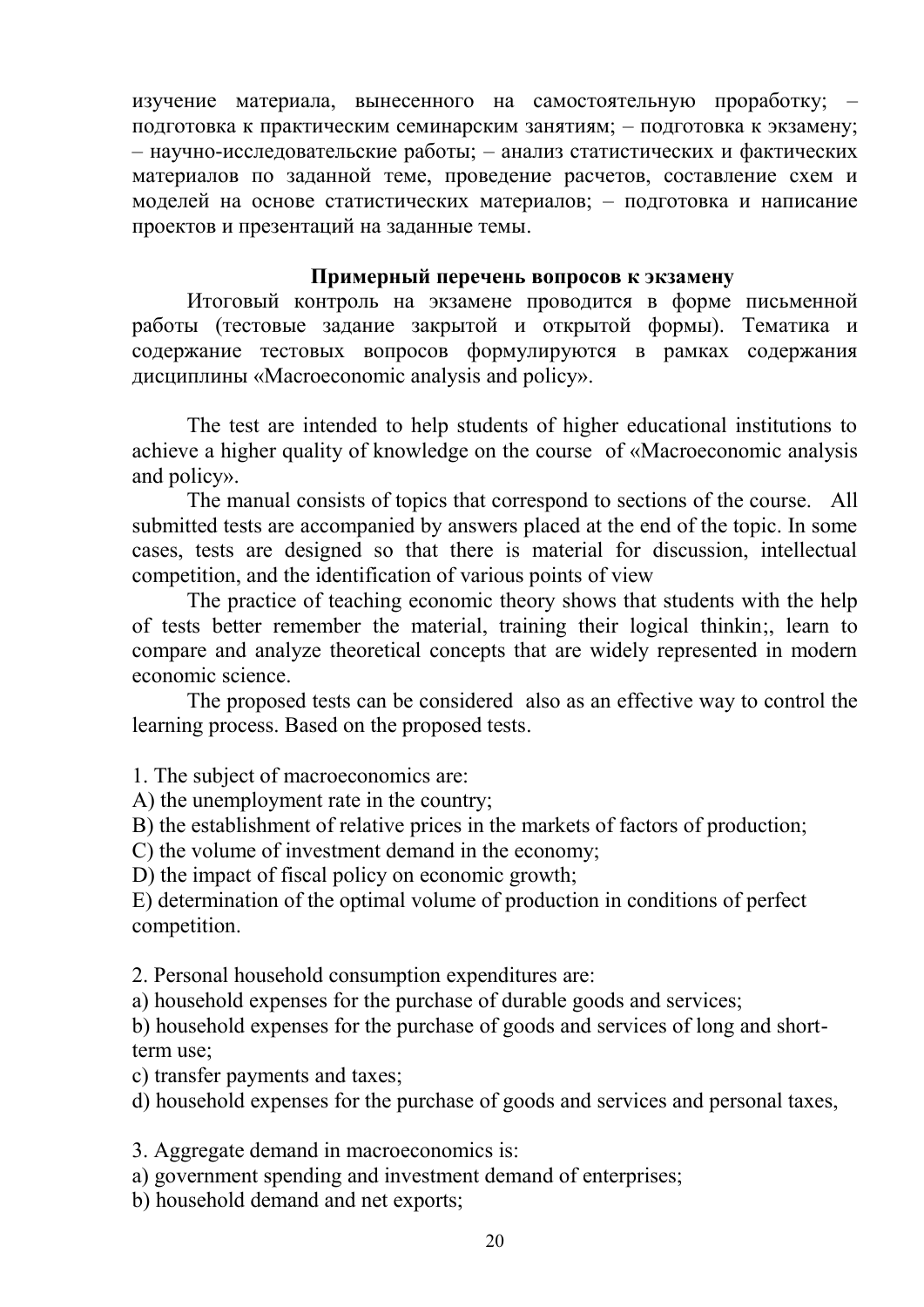изучение материала, вынесенного на самостоятельную проработку; – подготовка к практическим семинарским занятиям; – подготовка к экзамену; – научно-исследовательские работы; – анализ статистических и фактических материалов по заданной теме, проведение расчетов, составление схем и моделей на основе статистических материалов; – подготовка и написание проектов и презентаций на заданные темы.

**Примерный перечень вопросов к экзамену**

Итоговый контроль на экзамене проводится в форме письменной работы (тестовые задание закрытой и открытой формы). Тематика и содержание тестовых вопросов формулируются в рамках содержания дисциплины «Macroeconomic analysis and policy».

The test are intended to help students of higher educational institutions to achieve a higher quality of knowledge on the course of «Macroeconomic analysis and policy».

The manual consists of topics that correspond to sections of the course. All submitted tests are accompanied by answers placed at the end of the topic. In some cases, tests are designed so that there is material for discussion, intellectual competition, and the identification of various points of view

The practice of teaching economic theory shows that students with the help of tests better remember the material, training their logical thinkin;, learn to compare and analyze theoretical concepts that are widely represented in modern economic science.

The proposed tests can be considered also as an effective way to control the learning process. Based on the proposed tests.

1. The subject of macroeconomics are:
A) the unemployment rate in the country;
B) the establishment of relative prices in the markets of factors of production;
C) the volume of investment demand in the economy;
D) the impact of fiscal policy on economic growth;
E) determination of the optimal volume of production in conditions of perfect competition.

2. Personal household consumption expenditures are:
a) household expenses for the purchase of durable goods and services;
b) household expenses for the purchase of goods and services of long and short-term use;
c) transfer payments and taxes;
d) household expenses for the purchase of goods and services and personal taxes,

3. Aggregate demand in macroeconomics is:
a) government spending and investment demand of enterprises;
b) household demand and net exports;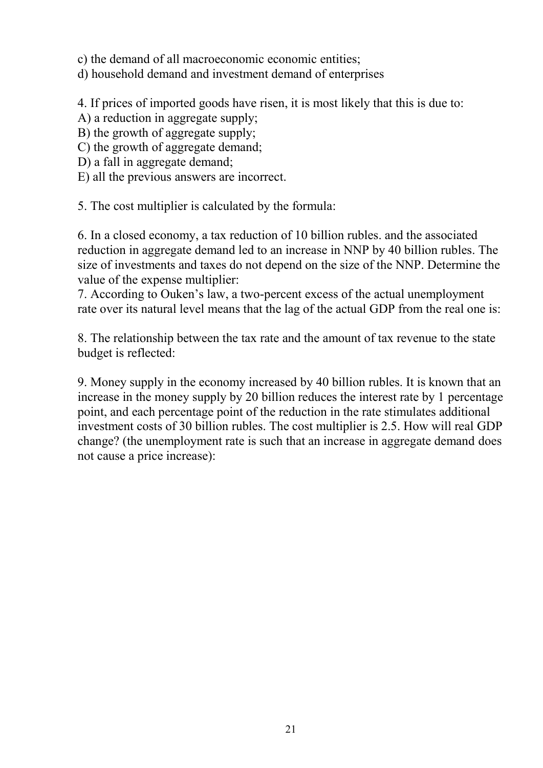c) the demand of all macroeconomic economic entities;
d) household demand and investment demand of enterprises

4. If prices of imported goods have risen, it is most likely that this is due to:
A) a reduction in aggregate supply;
B) the growth of aggregate supply;
C) the growth of aggregate demand;
D) a fall in aggregate demand;
E) all the previous answers are incorrect.

5. The cost multiplier is calculated by the formula:

6. In a closed economy, a tax reduction of 10 billion rubles. and the associated reduction in aggregate demand led to an increase in NNP by 40 billion rubles. The size of investments and taxes do not depend on the size of the NNP. Determine the value of the expense multiplier:
7. According to Ouken's law, a two-percent excess of the actual unemployment rate over its natural level means that the lag of the actual GDP from the real one is:

8. The relationship between the tax rate and the amount of tax revenue to the state budget is reflected:

9. Money supply in the economy increased by 40 billion rubles. It is known that an increase in the money supply by 20 billion reduces the interest rate by 1 percentage point, and each percentage point of the reduction in the rate stimulates additional investment costs of 30 billion rubles. The cost multiplier is 2.5. How will real GDP change? (the unemployment rate is such that an increase in aggregate demand does not cause a price increase):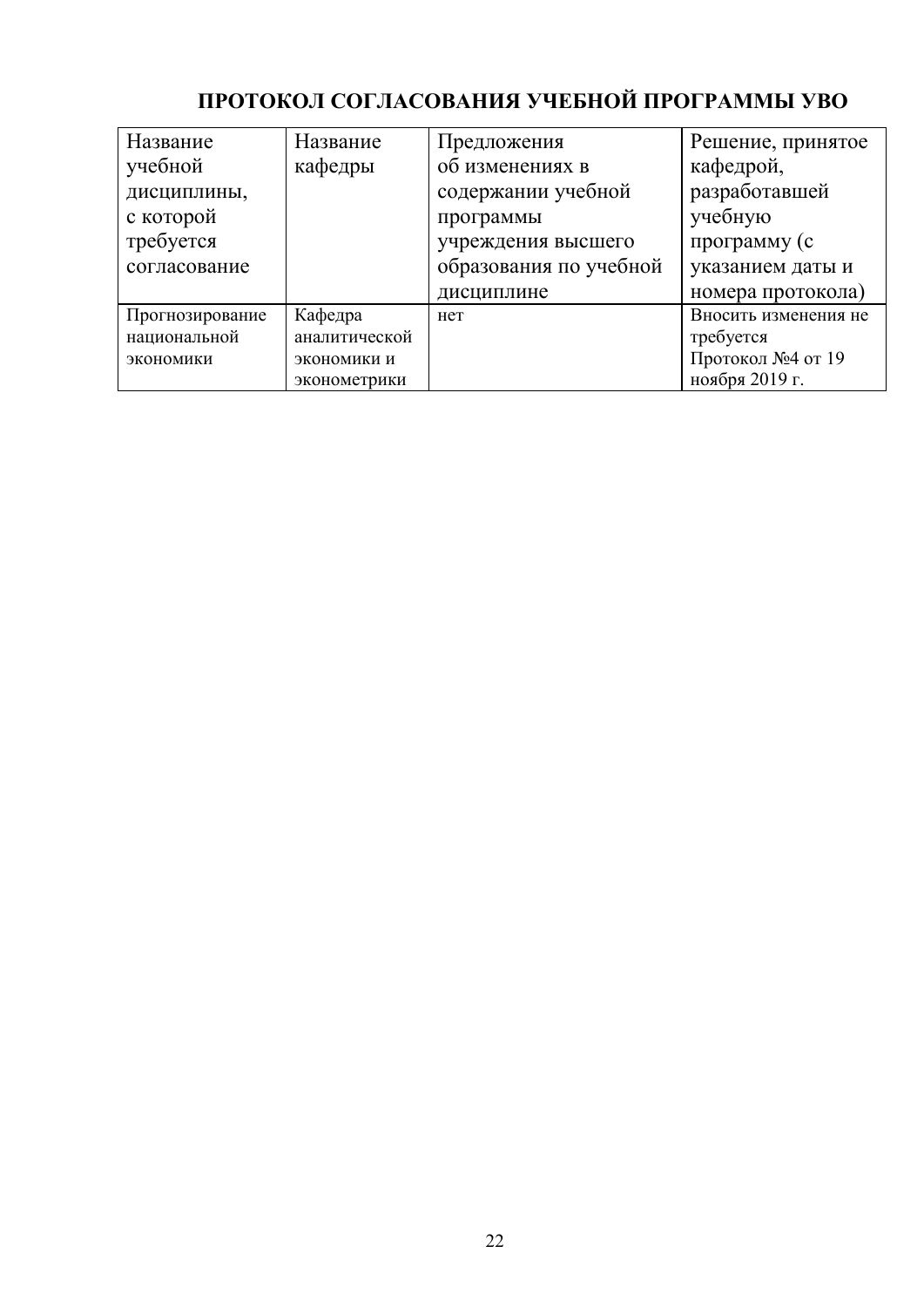## ПРОТОКОЛ СОГЛАСОВАНИЯ УЧЕБНОЙ ПРОГРАММЫ УВО

| Название учебной дисциплины, с которой требуется согласование | Название кафедры | Предложения об изменениях в содержании учебной программы учреждения высшего образования по учебной дисциплине | Решение, принятое кафедрой, разработавшей учебную программу (с указанием даты и номера протокола) |
|---|---|---|---|
| Прогнозирование национальной экономики | Кафедра аналитической экономики и эконометрики | нет | Вносить изменения не требуется Протокол №4 от 19 ноября 2019 г. |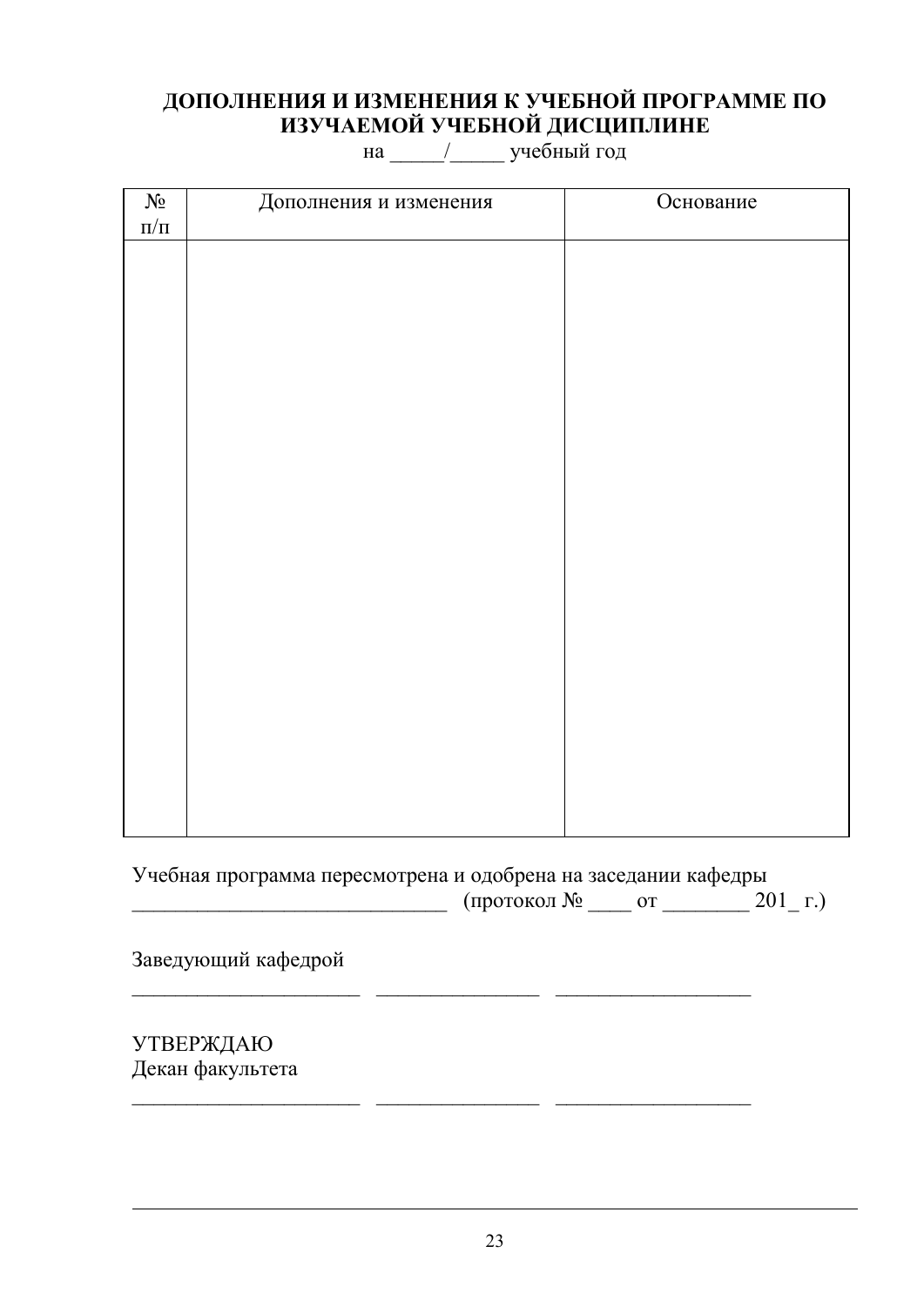**ДОПОЛНЕНИЯ И ИЗМЕНЕНИЯ К УЧЕБНОЙ ПРОГРАММЕ ПО ИЗУЧАЕМОЙ УЧЕБНОЙ ДИСЦИПЛИНЕ**

на _____/_____ учебный год

| № п/п | Дополнения и изменения | Основание |
| --- | --- | --- |
| | | |

Учебная программа пересмотрена и одобрена на заседании кафедры
_____________________________ (протокол № ____ от ________ 201_ г.)

Заведующий кафедрой

______________________ _______________ __________________

УТВЕРЖДАЮ
Декан факультета

______________________ _______________ __________________